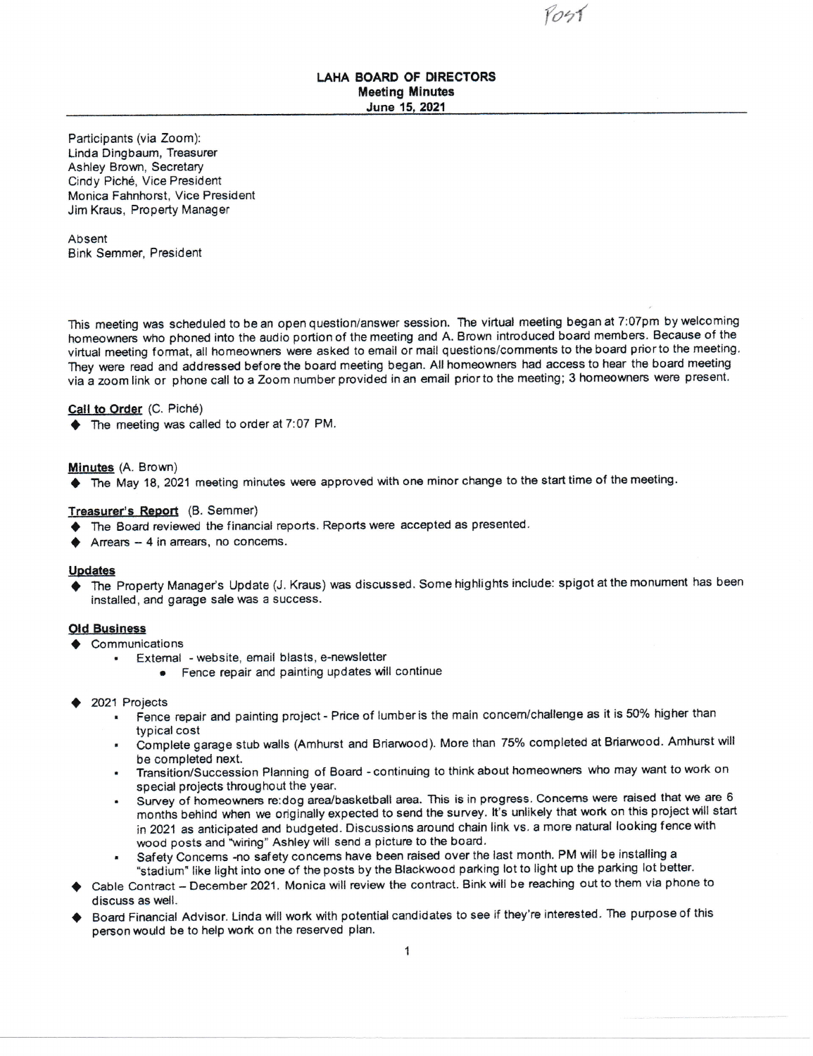Post

**LAHA BOARD OF DIRECTORS**
**Meeting Minutes**
**June 15, 2021**

Participants (via Zoom):
Linda Dingbaum, Treasurer
Ashley Brown, Secretary
Cindy Piché, Vice President
Monica Fahnhorst, Vice President
Jim Kraus, Property Manager

Absent
Bink Semmer, President

This meeting was scheduled to be an open question/answer session. The virtual meeting began at 7:07pm by welcoming homeowners who phoned into the audio portion of the meeting and A. Brown introduced board members. Because of the virtual meeting format, all homeowners were asked to email or mail questions/comments to the board prior to the meeting. They were read and addressed before the board meeting began. All homeowners had access to hear the board meeting via a zoom link or phone call to a Zoom number provided in an email prior to the meeting; 3 homeowners were present.

**Call to Order** (C. Piché)

- The meeting was called to order at 7:07 PM.

**Minutes** (A. Brown)

- The May 18, 2021 meeting minutes were approved with one minor change to the start time of the meeting.

**Treasurer's Report** (B. Semmer)

- The Board reviewed the financial reports. Reports were accepted as presented.
- Arrears – 4 in arrears, no concerns.

**Updates**

- The Property Manager's Update (J. Kraus) was discussed. Some highlights include: spigot at the monument has been installed, and garage sale was a success.

**Old Business**

- Communications
  - External - website, email blasts, e-newsletter
    - Fence repair and painting updates will continue
- 2021 Projects
  - Fence repair and painting project - Price of lumber is the main concern/challenge as it is 50% higher than typical cost
  - Complete garage stub walls (Amhurst and Briarwood). More than 75% completed at Briarwood. Amhurst will be completed next.
  - Transition/Succession Planning of Board - continuing to think about homeowners who may want to work on special projects throughout the year.
  - Survey of homeowners re:dog area/basketball area. This is in progress. Concerns were raised that we are 6 months behind when we originally expected to send the survey. It's unlikely that work on this project will start in 2021 as anticipated and budgeted. Discussions around chain link vs. a more natural looking fence with wood posts and "wiring" Ashley will send a picture to the board.
  - Safety Concerns -no safety concerns have been raised over the last month. PM will be installing a "stadium" like light into one of the posts by the Blackwood parking lot to light up the parking lot better.
- Cable Contract – December 2021. Monica will review the contract. Bink will be reaching out to them via phone to discuss as well.
- Board Financial Advisor. Linda will work with potential candidates to see if they're interested. The purpose of this person would be to help work on the reserved plan.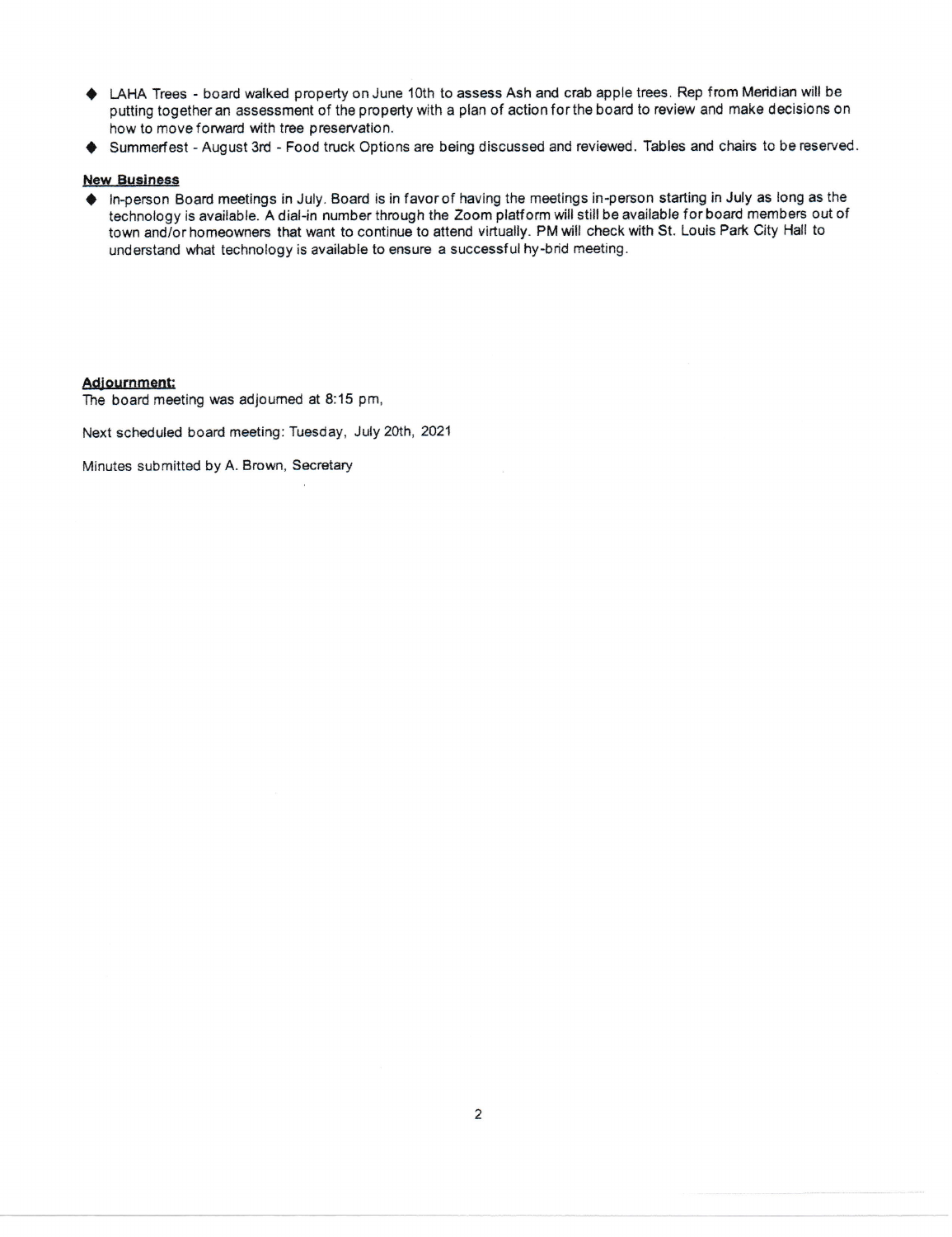- LAHA Trees - board walked property on June 10th to assess Ash and crab apple trees. Rep from Meridian will be putting together an assessment of the property with a plan of action for the board to review and make decisions on how to move forward with tree preservation.
- Summerfest - August 3rd - Food truck Options are being discussed and reviewed. Tables and chairs to be reserved.

**New Business**

- In-person Board meetings in July. Board is in favor of having the meetings in-person starting in July as long as the technology is available. A dial-in number through the Zoom platform will still be available for board members out of town and/or homeowners that want to continue to attend virtually. PM will check with St. Louis Park City Hall to understand what technology is available to ensure a successful hy-brid meeting.

**Adjournment:**

The board meeting was adjourned at 8:15 pm,

Next scheduled board meeting: Tuesday, July 20th, 2021

Minutes submitted by A. Brown, Secretary